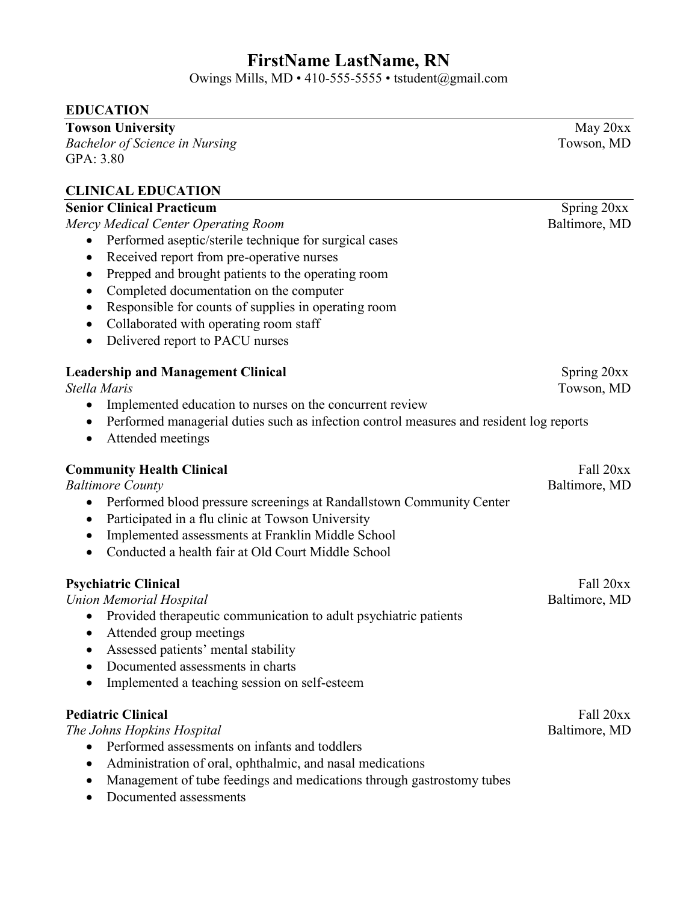# FirstName LastName, RN

Owings Mills, MD • 410-555-5555 • tstudent@gmail.com

## EDUCATION

**Towson University** — May 20xx
*Bachelor of Science in Nursing* — Towson, MD
GPA: 3.80

## CLINICAL EDUCATION

**Senior Clinical Practicum** — Spring 20xx
*Mercy Medical Center Operating Room* — Baltimore, MD

- Performed aseptic/sterile technique for surgical cases
- Received report from pre-operative nurses
- Prepped and brought patients to the operating room
- Completed documentation on the computer
- Responsible for counts of supplies in operating room
- Collaborated with operating room staff
- Delivered report to PACU nurses

**Leadership and Management Clinical** — Spring 20xx
*Stella Maris* — Towson, MD

- Implemented education to nurses on the concurrent review
- Performed managerial duties such as infection control measures and resident log reports
- Attended meetings

**Community Health Clinical** — Fall 20xx
*Baltimore County* — Baltimore, MD

- Performed blood pressure screenings at Randallstown Community Center
- Participated in a flu clinic at Towson University
- Implemented assessments at Franklin Middle School
- Conducted a health fair at Old Court Middle School

**Psychiatric Clinical** — Fall 20xx
*Union Memorial Hospital* — Baltimore, MD

- Provided therapeutic communication to adult psychiatric patients
- Attended group meetings
- Assessed patients' mental stability
- Documented assessments in charts
- Implemented a teaching session on self-esteem

**Pediatric Clinical** — Fall 20xx
*The Johns Hopkins Hospital* — Baltimore, MD

- Performed assessments on infants and toddlers
- Administration of oral, ophthalmic, and nasal medications
- Management of tube feedings and medications through gastrostomy tubes
- Documented assessments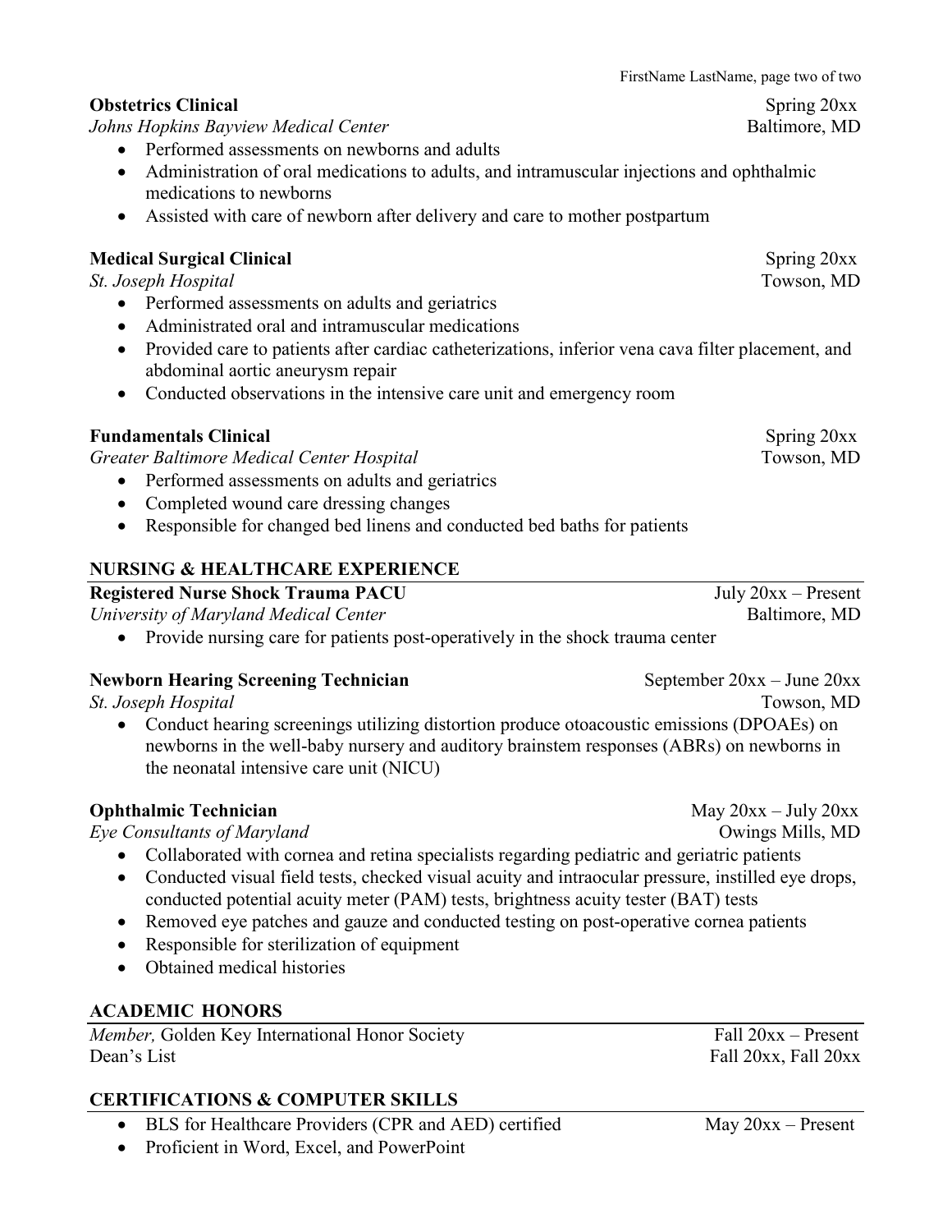**Obstetrics Clinical** Spring 20xx
*Johns Hopkins Bayview Medical Center* Baltimore, MD

- Performed assessments on newborns and adults
- Administration of oral medications to adults, and intramuscular injections and ophthalmic medications to newborns
- Assisted with care of newborn after delivery and care to mother postpartum

**Medical Surgical Clinical** Spring 20xx
*St. Joseph Hospital* Towson, MD

- Performed assessments on adults and geriatrics
- Administrated oral and intramuscular medications
- Provided care to patients after cardiac catheterizations, inferior vena cava filter placement, and abdominal aortic aneurysm repair
- Conducted observations in the intensive care unit and emergency room

**Fundamentals Clinical** Spring 20xx
*Greater Baltimore Medical Center Hospital* Towson, MD

- Performed assessments on adults and geriatrics
- Completed wound care dressing changes
- Responsible for changed bed linens and conducted bed baths for patients

## NURSING & HEALTHCARE EXPERIENCE

**Registered Nurse Shock Trauma PACU** July 20xx – Present
*University of Maryland Medical Center* Baltimore, MD

- Provide nursing care for patients post-operatively in the shock trauma center

**Newborn Hearing Screening Technician** September 20xx – June 20xx
*St. Joseph Hospital* Towson, MD

- Conduct hearing screenings utilizing distortion produce otoacoustic emissions (DPOAEs) on newborns in the well-baby nursery and auditory brainstem responses (ABRs) on newborns in the neonatal intensive care unit (NICU)

**Ophthalmic Technician** May 20xx – July 20xx
*Eye Consultants of Maryland* Owings Mills, MD

- Collaborated with cornea and retina specialists regarding pediatric and geriatric patients
- Conducted visual field tests, checked visual acuity and intraocular pressure, instilled eye drops, conducted potential acuity meter (PAM) tests, brightness acuity tester (BAT) tests
- Removed eye patches and gauze and conducted testing on post-operative cornea patients
- Responsible for sterilization of equipment
- Obtained medical histories

## ACADEMIC HONORS

*Member,* Golden Key International Honor Society Fall 20xx – Present
Dean's List Fall 20xx, Fall 20xx

## CERTIFICATIONS & COMPUTER SKILLS

- BLS for Healthcare Providers (CPR and AED) certified May 20xx – Present
- Proficient in Word, Excel, and PowerPoint